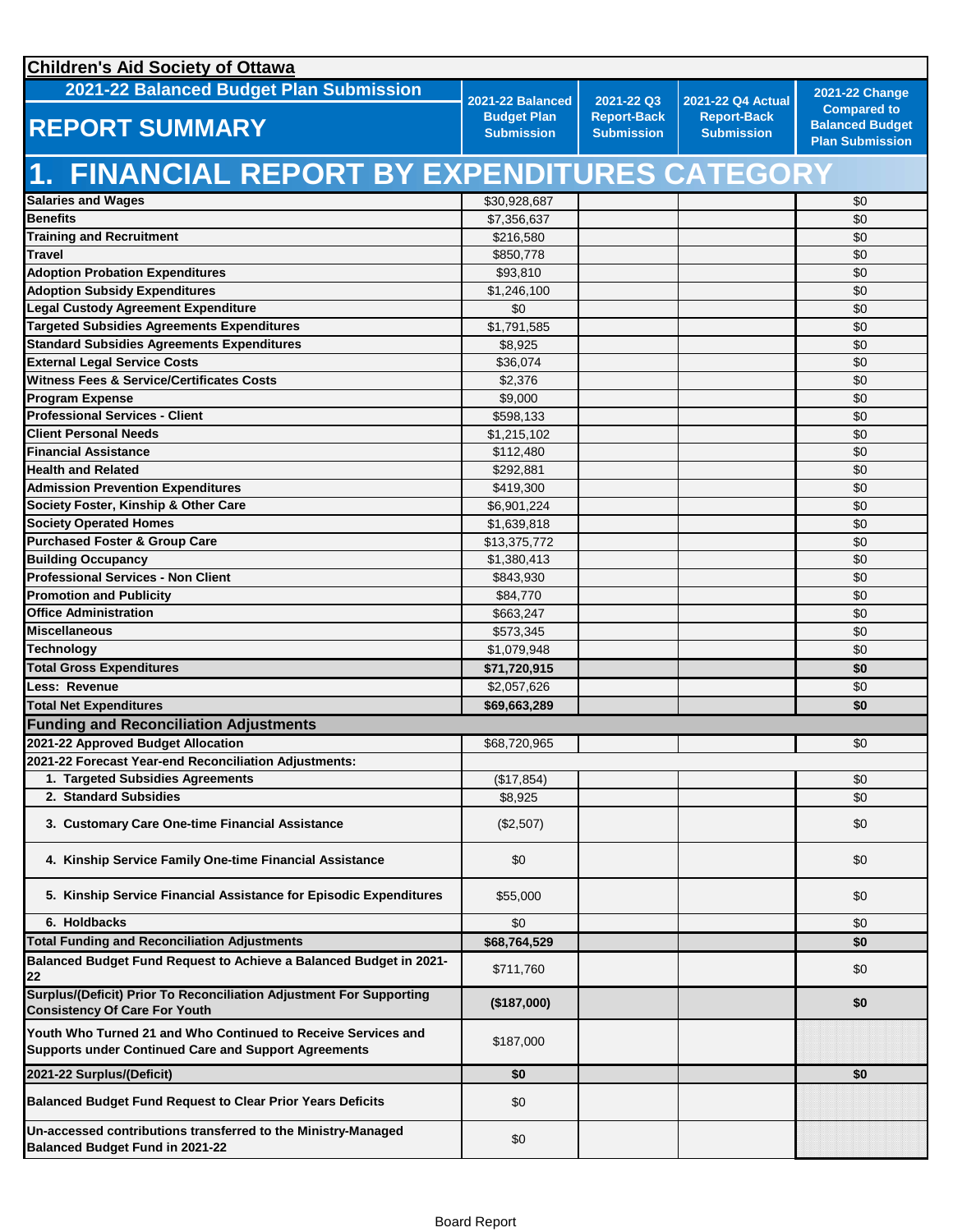**Children's Aid Society of Ottawa**

## 2021-22 Balanced Budget Plan Submission

# REPORT SUMMARY

# 1. FINANCIAL REPORT BY EXPENDITURES CATEGORY

| | 2021-22 Balanced Budget Plan Submission | 2021-22 Q3 Report-Back Submission | 2021-22 Q4 Actual Report-Back Submission | 2021-22 Change Compared to Balanced Budget Plan Submission |
|---|---|---|---|---|
| **Salaries and Wages** | $30,928,687 | | | $0 |
| **Benefits** | $7,356,637 | | | $0 |
| **Training and Recruitment** | $216,580 | | | $0 |
| **Travel** | $850,778 | | | $0 |
| **Adoption Probation Expenditures** | $93,810 | | | $0 |
| **Adoption Subsidy Expenditures** | $1,246,100 | | | $0 |
| **Legal Custody Agreement Expenditure** | $0 | | | $0 |
| **Targeted Subsidies Agreements Expenditures** | $1,791,585 | | | $0 |
| **Standard Subsidies Agreements Expenditures** | $8,925 | | | $0 |
| **External Legal Service Costs** | $36,074 | | | $0 |
| **Witness Fees & Service/Certificates Costs** | $2,376 | | | $0 |
| **Program Expense** | $9,000 | | | $0 |
| **Professional Services - Client** | $598,133 | | | $0 |
| **Client Personal Needs** | $1,215,102 | | | $0 |
| **Financial Assistance** | $112,480 | | | $0 |
| **Health and Related** | $292,881 | | | $0 |
| **Admission Prevention Expenditures** | $419,300 | | | $0 |
| **Society Foster, Kinship & Other Care** | $6,901,224 | | | $0 |
| **Society Operated Homes** | $1,639,818 | | | $0 |
| **Purchased Foster & Group Care** | $13,375,772 | | | $0 |
| **Building Occupancy** | $1,380,413 | | | $0 |
| **Professional Services - Non Client** | $843,930 | | | $0 |
| **Promotion and Publicity** | $84,770 | | | $0 |
| **Office Administration** | $663,247 | | | $0 |
| **Miscellaneous** | $573,345 | | | $0 |
| **Technology** | $1,079,948 | | | $0 |
| **Total Gross Expenditures** | **$71,720,915** | | | **$0** |
| **Less: Revenue** | $2,057,626 | | | $0 |
| **Total Net Expenditures** | **$69,663,289** | | | **$0** |
| **Funding and Reconciliation Adjustments** | | | | |
| **2021-22 Approved Budget Allocation** | $68,720,965 | | | $0 |
| **2021-22 Forecast Year-end Reconciliation Adjustments:** | | | | |
| **1. Targeted Subsidies Agreements** | ($17,854) | | | $0 |
| **2. Standard Subsidies** | $8,925 | | | $0 |
| **3. Customary Care One-time Financial Assistance** | ($2,507) | | | $0 |
| **4. Kinship Service Family One-time Financial Assistance** | $0 | | | $0 |
| **5. Kinship Service Financial Assistance for Episodic Expenditures** | $55,000 | | | $0 |
| **6. Holdbacks** | $0 | | | $0 |
| **Total Funding and Reconciliation Adjustments** | **$68,764,529** | | | **$0** |
| **Balanced Budget Fund Request to Achieve a Balanced Budget in 2021-22** | $711,760 | | | $0 |
| **Surplus/(Deficit) Prior To Reconciliation Adjustment For Supporting Consistency Of Care For Youth** | **($187,000)** | | | **$0** |
| **Youth Who Turned 21 and Who Continued to Receive Services and Supports under Continued Care and Support Agreements** | $187,000 | | | |
| **2021-22 Surplus/(Deficit)** | **$0** | | | **$0** |
| **Balanced Budget Fund Request to Clear Prior Years Deficits** | $0 | | | |
| **Un-accessed contributions transferred to the Ministry-Managed Balanced Budget Fund in 2021-22** | $0 | | | |

Board Report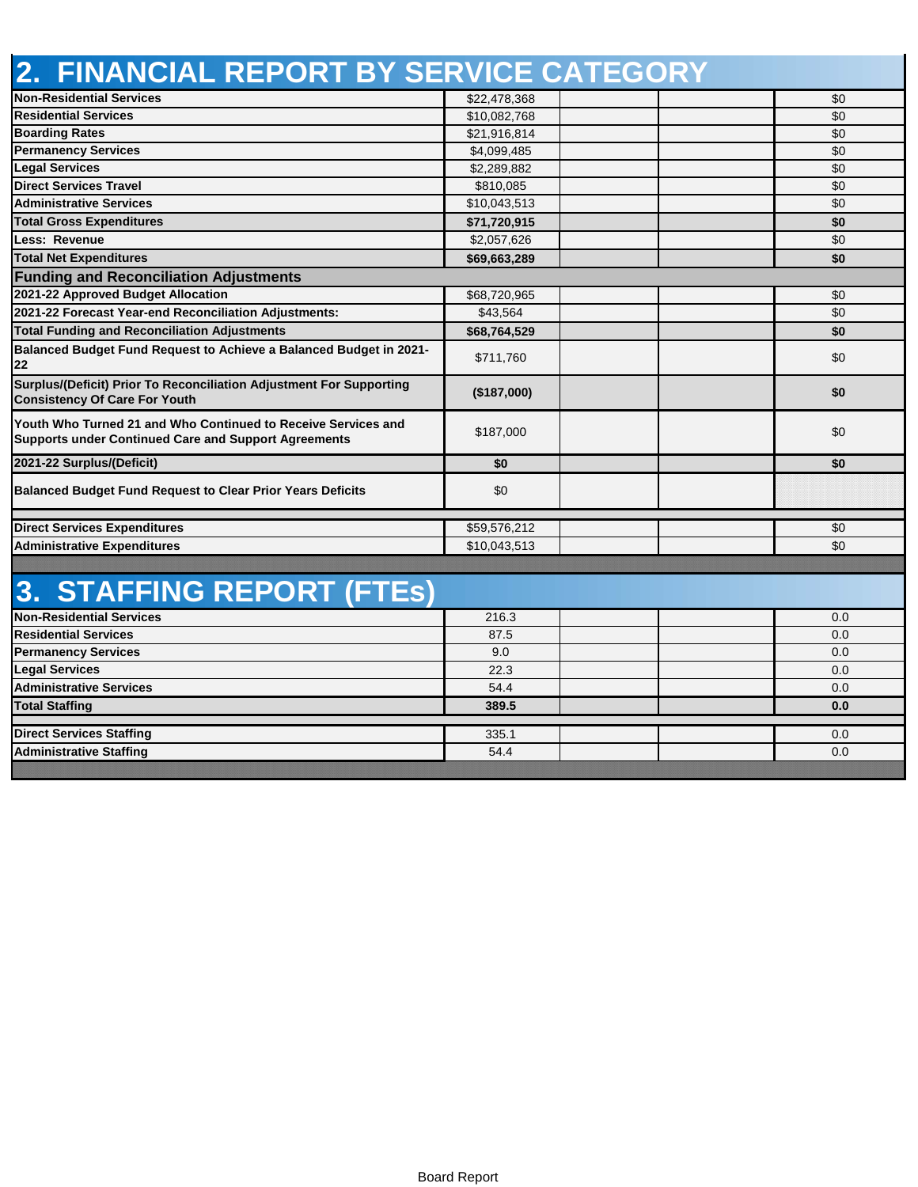## 2. FINANCIAL REPORT BY SERVICE CATEGORY

| | | | | |
|---|---|---|---|---|
| **Non-Residential Services** | $22,478,368 | | | $0 |
| **Residential Services** | $10,082,768 | | | $0 |
| **Boarding Rates** | $21,916,814 | | | $0 |
| **Permanency Services** | $4,099,485 | | | $0 |
| **Legal Services** | $2,289,882 | | | $0 |
| **Direct Services Travel** | $810,085 | | | $0 |
| **Administrative Services** | $10,043,513 | | | $0 |
| **Total Gross Expenditures** | **$71,720,915** | | | **$0** |
| **Less: Revenue** | $2,057,626 | | | $0 |
| **Total Net Expenditures** | **$69,663,289** | | | **$0** |
| **Funding and Reconciliation Adjustments** | | | | |
| **2021-22 Approved Budget Allocation** | $68,720,965 | | | $0 |
| **2021-22 Forecast Year-end Reconciliation Adjustments:** | $43,564 | | | $0 |
| **Total Funding and Reconciliation Adjustments** | **$68,764,529** | | | **$0** |
| **Balanced Budget Fund Request to Achieve a Balanced Budget in 2021-22** | $711,760 | | | $0 |
| **Surplus/(Deficit) Prior To Reconciliation Adjustment For Supporting Consistency Of Care For Youth** | **($187,000)** | | | **$0** |
| **Youth Who Turned 21 and Who Continued to Receive Services and Supports under Continued Care and Support Agreements** | $187,000 | | | $0 |
| **2021-22 Surplus/(Deficit)** | **$0** | | | **$0** |
| **Balanced Budget Fund Request to Clear Prior Years Deficits** | $0 | | | |
| | | | | |
| **Direct Services Expenditures** | $59,576,212 | | | $0 |
| **Administrative Expenditures** | $10,043,513 | | | $0 |

## 3. STAFFING REPORT (FTEs)

| | | | | |
|---|---|---|---|---|
| **Non-Residential Services** | 216.3 | | | 0.0 |
| **Residential Services** | 87.5 | | | 0.0 |
| **Permanency Services** | 9.0 | | | 0.0 |
| **Legal Services** | 22.3 | | | 0.0 |
| **Administrative Services** | 54.4 | | | 0.0 |
| **Total Staffing** | **389.5** | | | **0.0** |
| | | | | |
| **Direct Services Staffing** | 335.1 | | | 0.0 |
| **Administrative Staffing** | 54.4 | | | 0.0 |

Board Report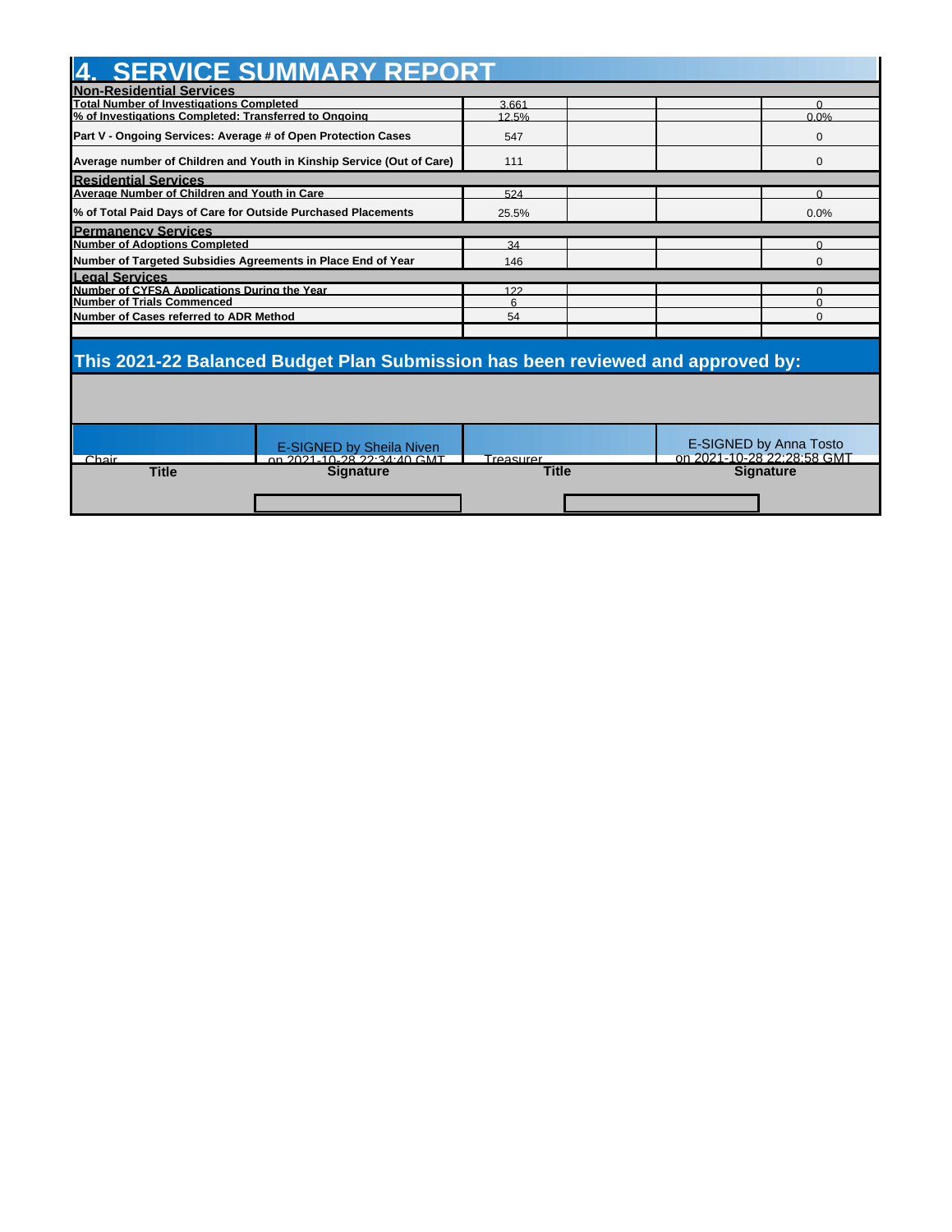# 4. SERVICE SUMMARY REPORT

| | | | | |
|---|---|---|---|---|
| **Non-Residential Services** | | | | |
| **Total Number of Investigations Completed** | 3,661 | | | 0 |
| **% of Investigations Completed: Transferred to Ongoing** | 12.5% | | | 0.0% |
| **Part V - Ongoing Services: Average # of Open Protection Cases** | 547 | | | 0 |
| **Average number of Children and Youth in Kinship Service (Out of Care)** | 111 | | | 0 |
| **Residential Services** | | | | |
| **Average Number of Children and Youth in Care** | 524 | | | 0 |
| **% of Total Paid Days of Care for Outside Purchased Placements** | 25.5% | | | 0.0% |
| **Permanency Services** | | | | |
| **Number of Adoptions Completed** | 34 | | | 0 |
| **Number of Targeted Subsidies Agreements in Place End of Year** | 146 | | | 0 |
| **Legal Services** | | | | |
| **Number of CYFSA Applications During the Year** | 122 | | | 0 |
| **Number of Trials Commenced** | 6 | | | 0 |
| **Number of Cases referred to ADR Method** | 54 | | | 0 |

## This 2021-22 Balanced Budget Plan Submission has been reviewed and approved by:

| Title | Signature | Title | Signature |
|---|---|---|---|
| Chair | E-SIGNED by Sheila Niven on 2021-10-28 22:34:40 GMT | Treasurer | E-SIGNED by Anna Tosto on 2021-10-28 22:28:58 GMT |